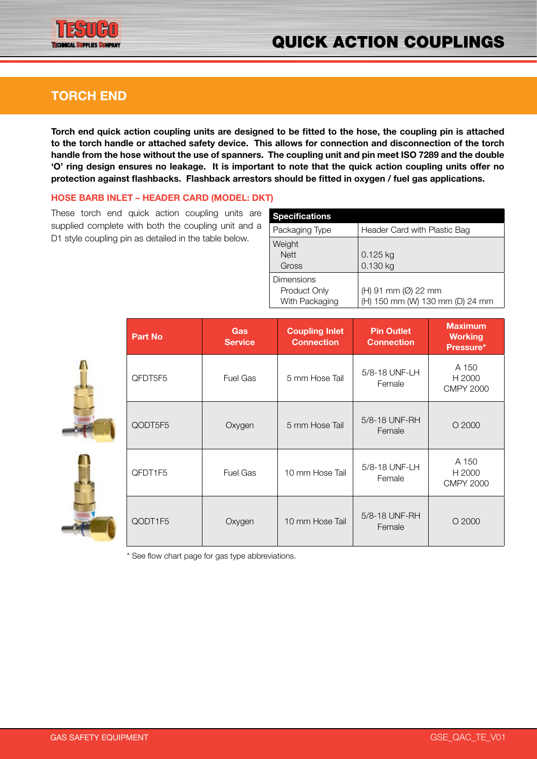# QUICK ACTION COUPLINGS

## TORCH END

**Torch end quick action coupling units are designed to be fitted to the hose, the coupling pin is attached to the torch handle or attached safety device. This allows for connection and disconnection of the torch handle from the hose without the use of spanners. The coupling unit and pin meet ISO 7289 and the double 'O' ring design ensures no leakage. It is important to note that the quick action coupling units offer no protection against flashbacks. Flashback arrestors should be fitted in oxygen / fuel gas applications.**

### HOSE BARB INLET – HEADER CARD (MODEL: DKT)

These torch end quick action coupling units are supplied complete with both the coupling unit and a D1 style coupling pin as detailed in the table below.

| Specifications | |
|---|---|
| Packaging Type | Header Card with Plastic Bag |
| Weight<br>Nett<br>Gross | <br>0.125 kg<br>0.130 kg |
| Dimensions<br>Product Only<br>With Packaging | <br>(H) 91 mm (Ø) 22 mm<br>(H) 150 mm (W) 130 mm (D) 24 mm |

| Part No | Gas Service | Coupling Inlet Connection | Pin Outlet Connection | Maximum Working Pressure* |
|---|---|---|---|---|
| QFDT5F5 | Fuel Gas | 5 mm Hose Tail | 5/8-18 UNF-LH Female | A 150<br>H 2000<br>CMPY 2000 |
| QODT5F5 | Oxygen | 5 mm Hose Tail | 5/8-18 UNF-RH Female | O 2000 |
| QFDT1F5 | Fuel Gas | 10 mm Hose Tail | 5/8-18 UNF-LH Female | A 150<br>H 2000<br>CMPY 2000 |
| QODT1F5 | Oxygen | 10 mm Hose Tail | 5/8-18 UNF-RH Female | O 2000 |

* See flow chart page for gas type abbreviations.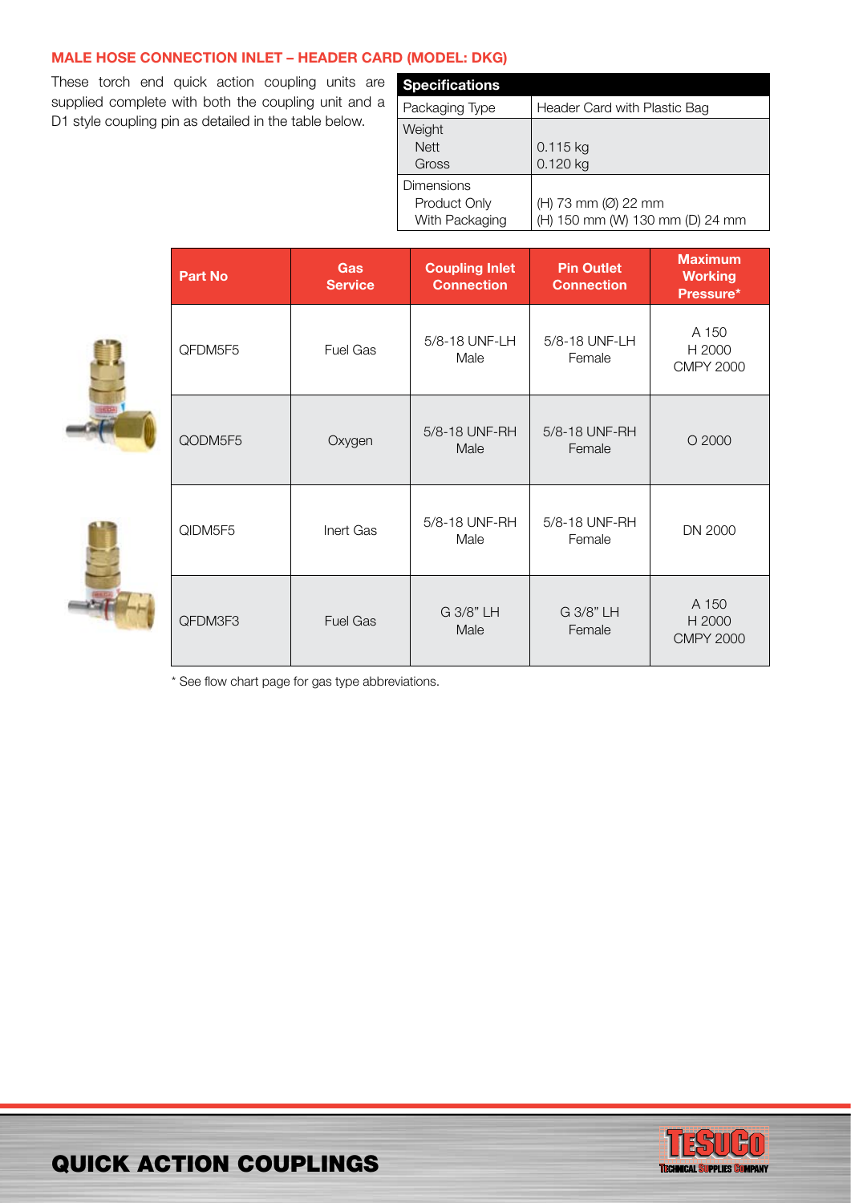## MALE HOSE CONNECTION INLET – HEADER CARD (MODEL: DKG)

These torch end quick action coupling units are supplied complete with both the coupling unit and a D1 style coupling pin as detailed in the table below.

| Specifications | |
|---|---|
| Packaging Type | Header Card with Plastic Bag |
| Weight<br>Nett<br>Gross | <br>0.115 kg<br>0.120 kg |
| Dimensions<br>Product Only<br>With Packaging | <br>(H) 73 mm (Ø) 22 mm<br>(H) 150 mm (W) 130 mm (D) 24 mm |

| Part No | Gas Service | Coupling Inlet Connection | Pin Outlet Connection | Maximum Working Pressure* |
|---|---|---|---|---|
| QFDM5F5 | Fuel Gas | 5/8-18 UNF-LH Male | 5/8-18 UNF-LH Female | A 150<br>H 2000<br>CMPY 2000 |
| QODM5F5 | Oxygen | 5/8-18 UNF-RH Male | 5/8-18 UNF-RH Female | O 2000 |
| QIDM5F5 | Inert Gas | 5/8-18 UNF-RH Male | 5/8-18 UNF-RH Female | DN 2000 |
| QFDM3F3 | Fuel Gas | G 3/8" LH Male | G 3/8" LH Female | A 150<br>H 2000<br>CMPY 2000 |

* See flow chart page for gas type abbreviations.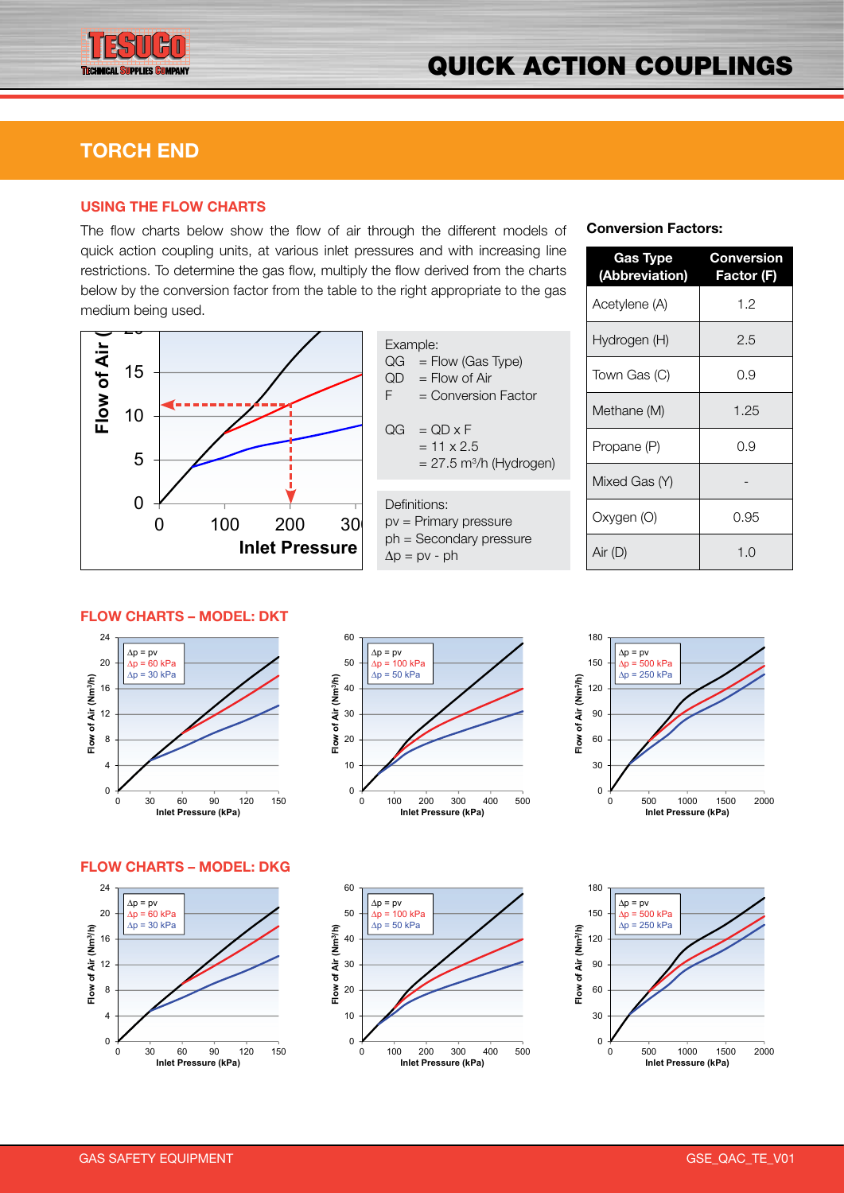# TORCH END

## USING THE FLOW CHARTS

The flow charts below show the flow of air through the different models of quick action coupling units, at various inlet pressures and with increasing line restrictions. To determine the gas flow, multiply the flow derived from the charts below by the conversion factor from the table to the right appropriate to the gas medium being used.

Example:

QG = Flow (Gas Type)
QD = Flow of Air
F = Conversion Factor

QG = QD x F
= 11 x 2.5
= 27.5 m³/h (Hydrogen)

Definitions:

pv = Primary pressure
ph = Secondary pressure
Δp = pv - ph

**Conversion Factors:**

| Gas Type (Abbreviation) | Conversion Factor (F) |
|---|---|
| Acetylene (A) | 1.2 |
| Hydrogen (H) | 2.5 |
| Town Gas (C) | 0.9 |
| Methane (M) | 1.25 |
| Propane (P) | 0.9 |
| Mixed Gas (Y) | - |
| Oxygen (O) | 0.95 |
| Air (D) | 1.0 |

## FLOW CHARTS – MODEL: DKT

## FLOW CHARTS – MODEL: DKG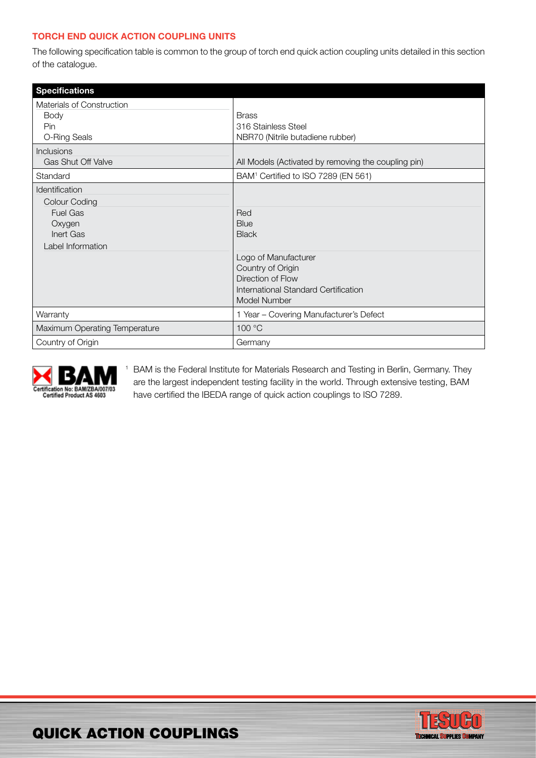## TORCH END QUICK ACTION COUPLING UNITS

The following specification table is common to the group of torch end quick action coupling units detailed in this section of the catalogue.

| Specifications | |
|---|---|
| Materials of Construction | |
| Body | Brass |
| Pin | 316 Stainless Steel |
| O-Ring Seals | NBR70 (Nitrile butadiene rubber) |
| Inclusions | |
| Gas Shut Off Valve | All Models (Activated by removing the coupling pin) |
| Standard | BAM[1] Certified to ISO 7289 (EN 561) |
| Identification | |
| Colour Coding | |
| Fuel Gas | Red |
| Oxygen | Blue |
| Inert Gas | Black |
| Label Information | Logo of Manufacturer<br>Country of Origin<br>Direction of Flow<br>International Standard Certification<br>Model Number |
| Warranty | 1 Year – Covering Manufacturer's Defect |
| Maximum Operating Temperature | 100 °C |
| Country of Origin | Germany |

BAM
Certification No: BAM/ZBA/007/03
Certified Product AS 4603

[1] BAM is the Federal Institute for Materials Research and Testing in Berlin, Germany. They are the largest independent testing facility in the world. Through extensive testing, BAM have certified the IBEDA range of quick action couplings to ISO 7289.

# QUICK ACTION COUPLINGS